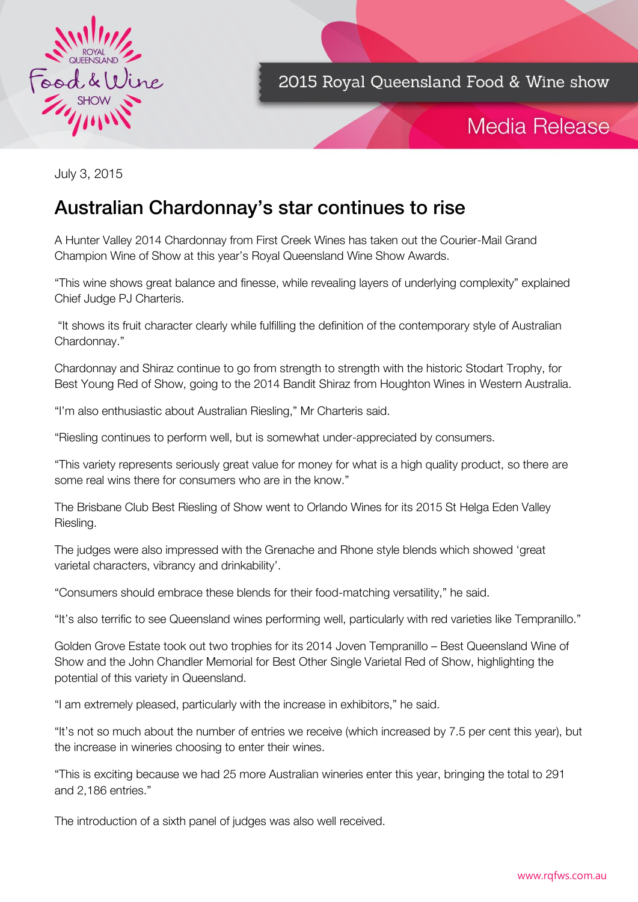2015 Royal Queensland Food & Wine show

Media Release

July 3, 2015

# Australian Chardonnay's star continues to rise

A Hunter Valley 2014 Chardonnay from First Creek Wines has taken out the Courier-Mail Grand Champion Wine of Show at this year's Royal Queensland Wine Show Awards.

"This wine shows great balance and finesse, while revealing layers of underlying complexity" explained Chief Judge PJ Charteris.

"It shows its fruit character clearly while fulfilling the definition of the contemporary style of Australian Chardonnay."

Chardonnay and Shiraz continue to go from strength to strength with the historic Stodart Trophy, for Best Young Red of Show, going to the 2014 Bandit Shiraz from Houghton Wines in Western Australia.

"I'm also enthusiastic about Australian Riesling," Mr Charteris said.

"Riesling continues to perform well, but is somewhat under-appreciated by consumers.

"This variety represents seriously great value for money for what is a high quality product, so there are some real wins there for consumers who are in the know."

The Brisbane Club Best Riesling of Show went to Orlando Wines for its 2015 St Helga Eden Valley Riesling.

The judges were also impressed with the Grenache and Rhone style blends which showed 'great varietal characters, vibrancy and drinkability'.

"Consumers should embrace these blends for their food-matching versatility," he said.

"It's also terrific to see Queensland wines performing well, particularly with red varieties like Tempranillo."

Golden Grove Estate took out two trophies for its 2014 Joven Tempranillo – Best Queensland Wine of Show and the John Chandler Memorial for Best Other Single Varietal Red of Show, highlighting the potential of this variety in Queensland.

"I am extremely pleased, particularly with the increase in exhibitors," he said.

"It's not so much about the number of entries we receive (which increased by 7.5 per cent this year), but the increase in wineries choosing to enter their wines.

"This is exciting because we had 25 more Australian wineries enter this year, bringing the total to 291 and 2,186 entries."

The introduction of a sixth panel of judges was also well received.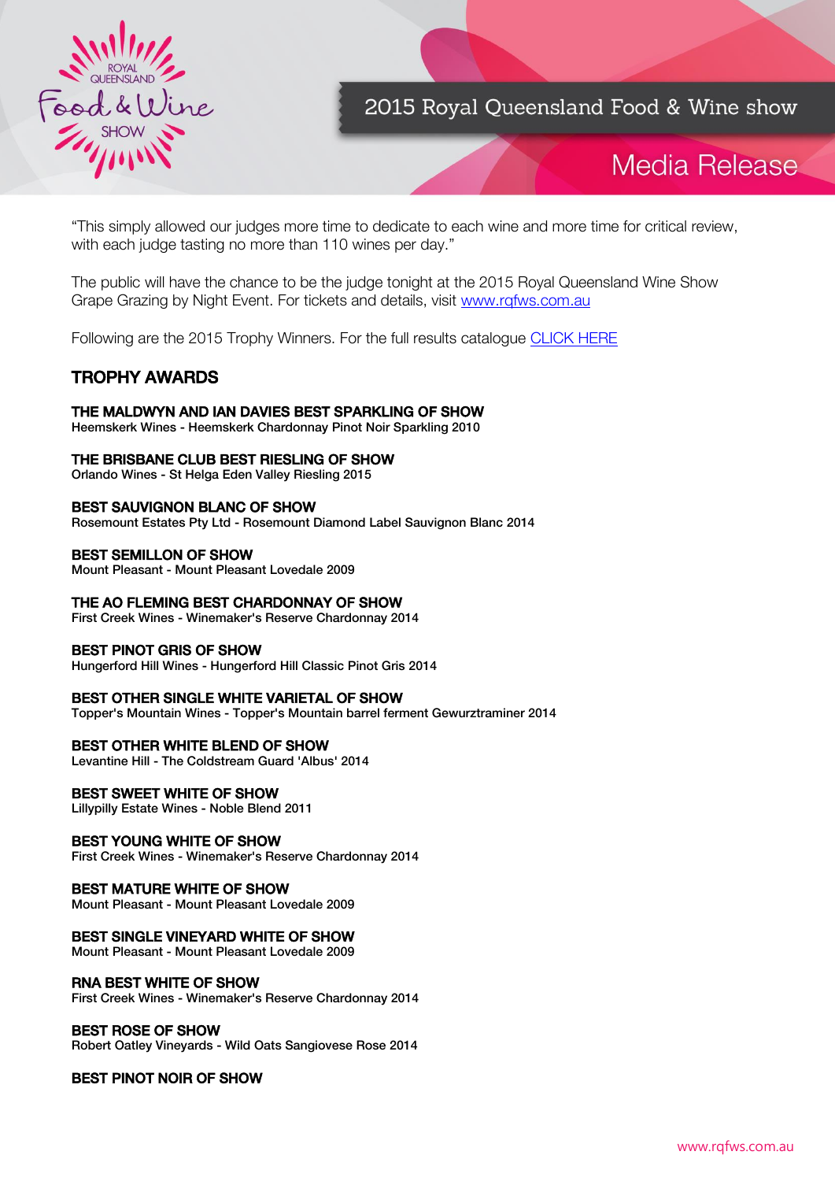"This simply allowed our judges more time to dedicate to each wine and more time for critical review, with each judge tasting no more than 110 wines per day."

The public will have the chance to be the judge tonight at the 2015 Royal Queensland Wine Show Grape Grazing by Night Event. For tickets and details, visit [www.rqfws.com.au](http://www.rqfws.com.au)

Following are the 2015 Trophy Winners. For the full results catalogue CLICK HERE

## TROPHY AWARDS

**THE MALDWYN AND IAN DAVIES BEST SPARKLING OF SHOW**
Heemskerk Wines - Heemskerk Chardonnay Pinot Noir Sparkling 2010

**THE BRISBANE CLUB BEST RIESLING OF SHOW**
Orlando Wines - St Helga Eden Valley Riesling 2015

**BEST SAUVIGNON BLANC OF SHOW**
Rosemount Estates Pty Ltd - Rosemount Diamond Label Sauvignon Blanc 2014

**BEST SEMILLON OF SHOW**
Mount Pleasant - Mount Pleasant Lovedale 2009

**THE AO FLEMING BEST CHARDONNAY OF SHOW**
First Creek Wines - Winemaker's Reserve Chardonnay 2014

**BEST PINOT GRIS OF SHOW**
Hungerford Hill Wines - Hungerford Hill Classic Pinot Gris 2014

**BEST OTHER SINGLE WHITE VARIETAL OF SHOW**
Topper's Mountain Wines - Topper's Mountain barrel ferment Gewurztraminer 2014

**BEST OTHER WHITE BLEND OF SHOW**
Levantine Hill - The Coldstream Guard 'Albus' 2014

**BEST SWEET WHITE OF SHOW**
Lillypilly Estate Wines - Noble Blend 2011

**BEST YOUNG WHITE OF SHOW**
First Creek Wines - Winemaker's Reserve Chardonnay 2014

**BEST MATURE WHITE OF SHOW**
Mount Pleasant - Mount Pleasant Lovedale 2009

**BEST SINGLE VINEYARD WHITE OF SHOW**
Mount Pleasant - Mount Pleasant Lovedale 2009

**RNA BEST WHITE OF SHOW**
First Creek Wines - Winemaker's Reserve Chardonnay 2014

**BEST ROSE OF SHOW**
Robert Oatley Vineyards - Wild Oats Sangiovese Rose 2014

**BEST PINOT NOIR OF SHOW**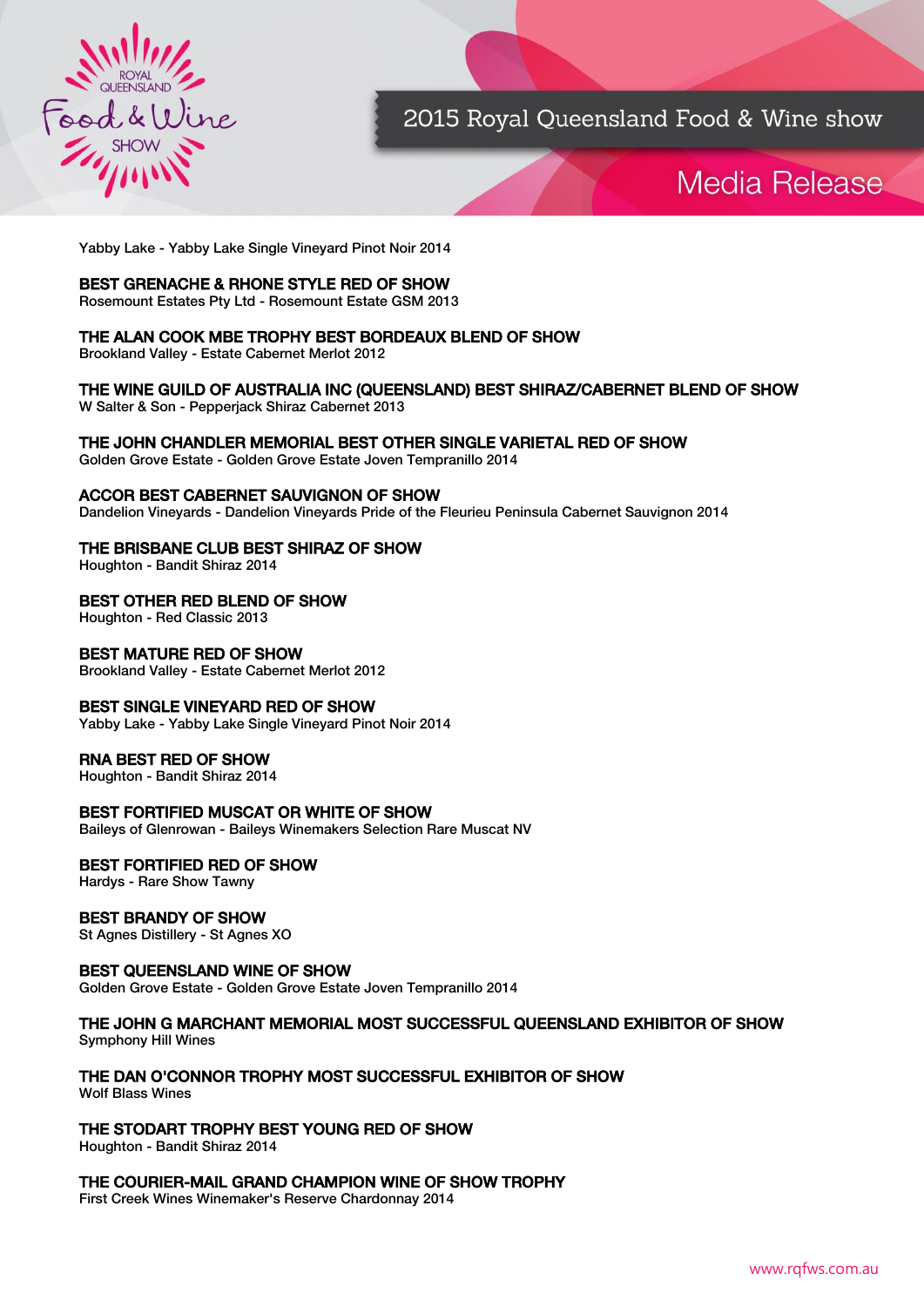Yabby Lake - Yabby Lake Single Vineyard Pinot Noir 2014

**BEST GRENACHE & RHONE STYLE RED OF SHOW**
Rosemount Estates Pty Ltd - Rosemount Estate GSM 2013

**THE ALAN COOK MBE TROPHY BEST BORDEAUX BLEND OF SHOW**
Brookland Valley - Estate Cabernet Merlot 2012

**THE WINE GUILD OF AUSTRALIA INC (QUEENSLAND) BEST SHIRAZ/CABERNET BLEND OF SHOW**
W Salter & Son - Pepperjack Shiraz Cabernet 2013

**THE JOHN CHANDLER MEMORIAL BEST OTHER SINGLE VARIETAL RED OF SHOW**
Golden Grove Estate - Golden Grove Estate Joven Tempranillo 2014

**ACCOR BEST CABERNET SAUVIGNON OF SHOW**
Dandelion Vineyards - Dandelion Vineyards Pride of the Fleurieu Peninsula Cabernet Sauvignon 2014

**THE BRISBANE CLUB BEST SHIRAZ OF SHOW**
Houghton - Bandit Shiraz 2014

**BEST OTHER RED BLEND OF SHOW**
Houghton - Red Classic 2013

**BEST MATURE RED OF SHOW**
Brookland Valley - Estate Cabernet Merlot 2012

**BEST SINGLE VINEYARD RED OF SHOW**
Yabby Lake - Yabby Lake Single Vineyard Pinot Noir 2014

**RNA BEST RED OF SHOW**
Houghton - Bandit Shiraz 2014

**BEST FORTIFIED MUSCAT OR WHITE OF SHOW**
Baileys of Glenrowan - Baileys Winemakers Selection Rare Muscat NV

**BEST FORTIFIED RED OF SHOW**
Hardys - Rare Show Tawny

**BEST BRANDY OF SHOW**
St Agnes Distillery - St Agnes XO

**BEST QUEENSLAND WINE OF SHOW**
Golden Grove Estate - Golden Grove Estate Joven Tempranillo 2014

**THE JOHN G MARCHANT MEMORIAL MOST SUCCESSFUL QUEENSLAND EXHIBITOR OF SHOW**
Symphony Hill Wines

**THE DAN O'CONNOR TROPHY MOST SUCCESSFUL EXHIBITOR OF SHOW**
Wolf Blass Wines

**THE STODART TROPHY BEST YOUNG RED OF SHOW**
Houghton - Bandit Shiraz 2014

**THE COURIER-MAIL GRAND CHAMPION WINE OF SHOW TROPHY**
First Creek Wines Winemaker's Reserve Chardonnay 2014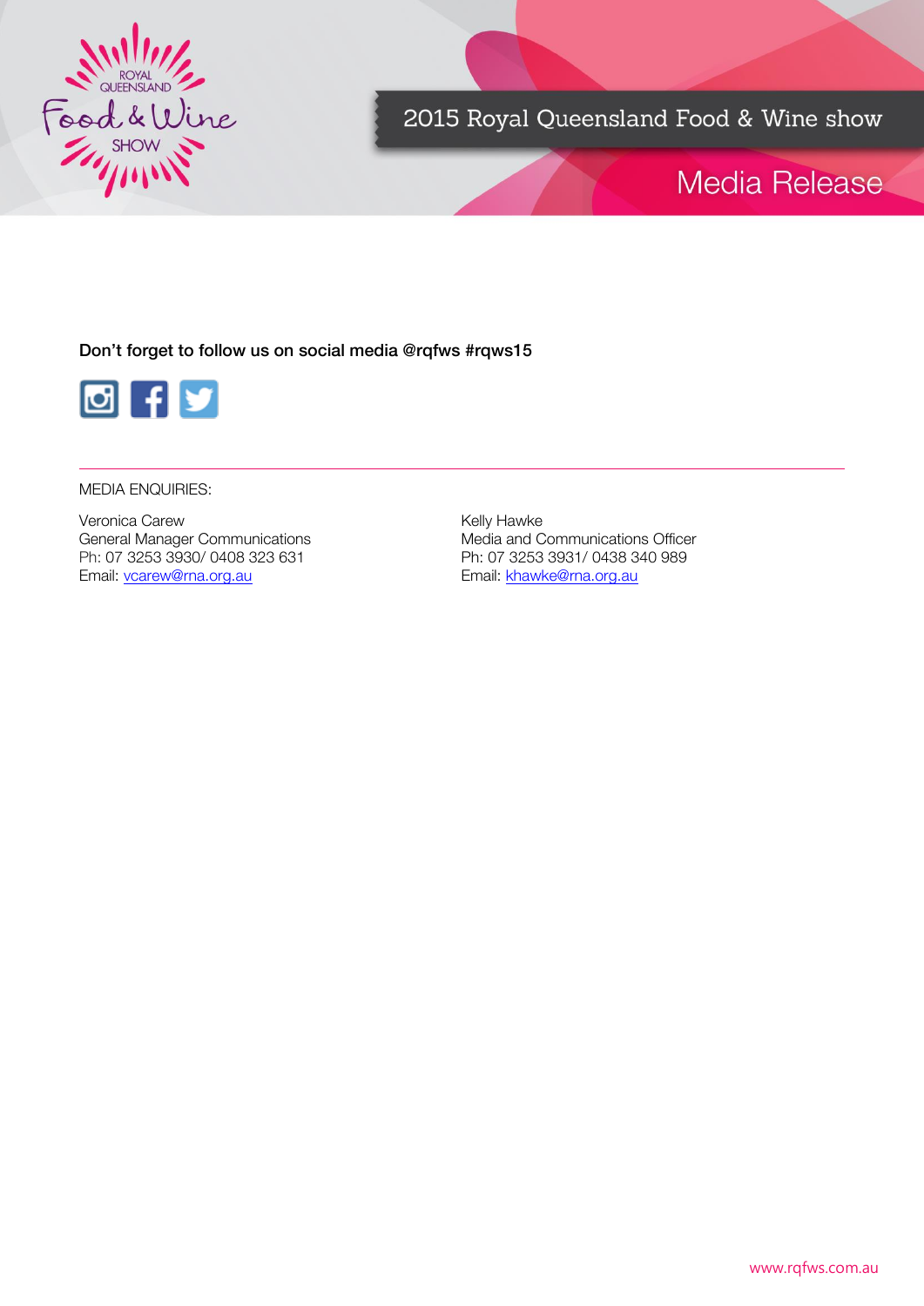**Don't forget to follow us on social media @rqfws #rqws15**

---

MEDIA ENQUIRIES:

Veronica Carew
General Manager Communications
Ph: 07 3253 3930/ 0408 323 631
Email: vcarew@rna.org.au

Kelly Hawke
Media and Communications Officer
Ph: 07 3253 3931/ 0438 340 989
Email: khawke@rna.org.au

www.rqfws.com.au